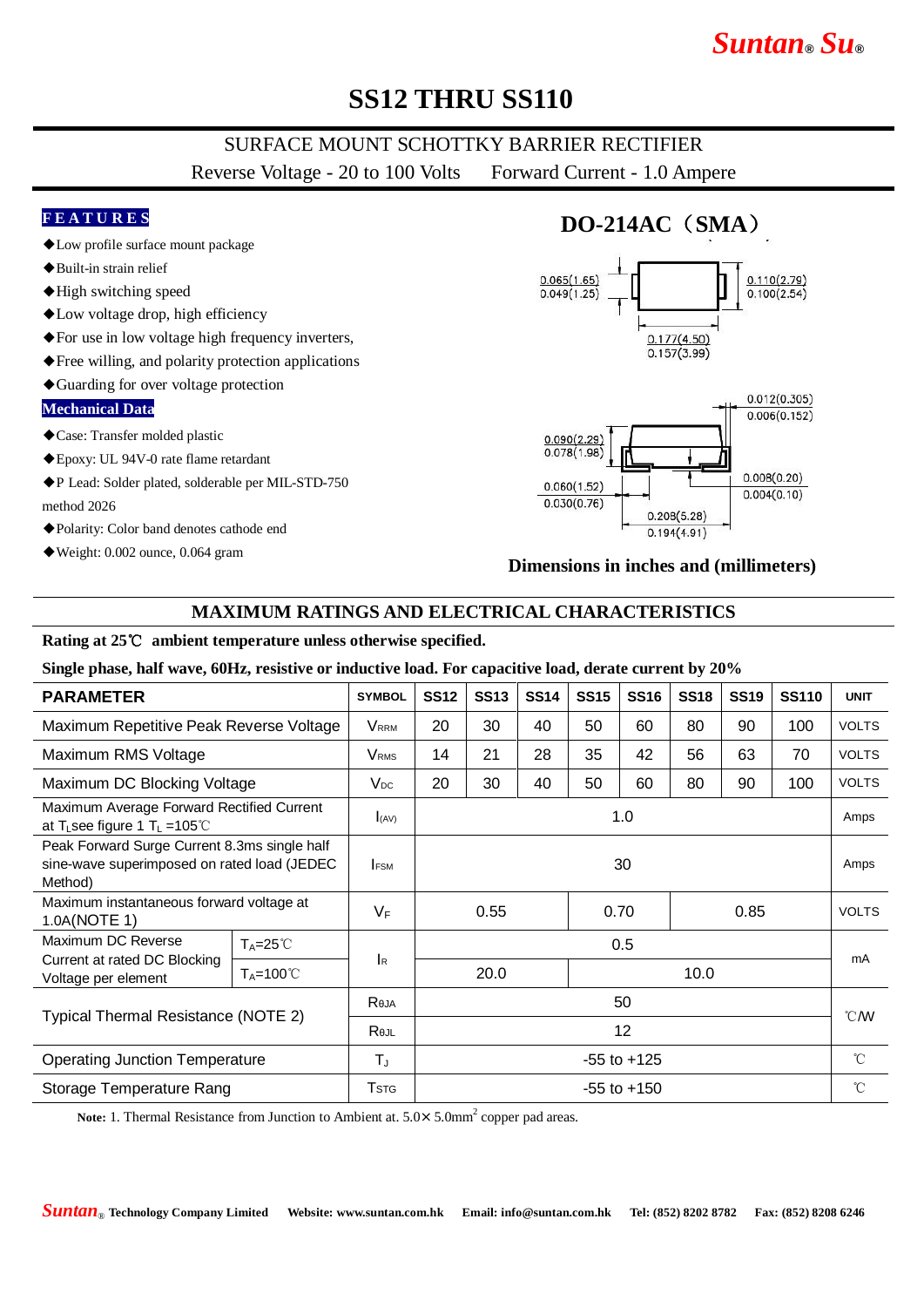# SS12 THRU SS110

## SURFACE MOUNT SCHOTTKY BARRIER RECTIFIER

Reverse Voltage - 20 to 100 Volts     Forward Current - 1.0 Ampere

**FEATURES**

- ◆Low profile surface mount package
- ◆Built-in strain relief
- ◆High switching speed
- ◆Low voltage drop, high efficiency
- ◆For use in low voltage high frequency inverters,
- ◆Free willing, and polarity protection applications
- ◆Guarding for over voltage protection

**Mechanical Data**

- ◆Case: Transfer molded plastic
- ◆Epoxy: UL 94V-0 rate flame retardant
- ◆P Lead: Solder plated, solderable per MIL-STD-750 method 2026
- ◆Polarity: Color band denotes cathode end
- ◆Weight: 0.002 ounce, 0.064 gram

**DO-214AC（SMA）**

0.065(1.65) 0.049(1.25)
0.110(2.79) 0.100(2.54)
0.177(4.50) 0.157(3.99)
0.012(0.305) 0.006(0.152)
0.090(2.29) 0.078(1.98)
0.060(1.52) 0.030(0.76)
0.008(0.20) 0.004(0.10)
0.208(5.28) 0.194(4.91)

**Dimensions in inches and (millimeters)**

## MAXIMUM RATINGS AND ELECTRICAL CHARACTERISTICS

**Rating at 25℃ ambient temperature unless otherwise specified.**

**Single phase, half wave, 60Hz, resistive or inductive load. For capacitive load, derate current by 20%**

| PARAMETER | | SYMBOL | SS12 | SS13 | SS14 | SS15 | SS16 | SS18 | SS19 | SS110 | UNIT |
|---|---|---|---|---|---|---|---|---|---|---|---|
| Maximum Repetitive Peak Reverse Voltage | | $V_{RRM}$ | 20 | 30 | 40 | 50 | 60 | 80 | 90 | 100 | VOLTS |
| Maximum RMS Voltage | | $V_{RMS}$ | 14 | 21 | 28 | 35 | 42 | 56 | 63 | 70 | VOLTS |
| Maximum DC Blocking Voltage | | $V_{DC}$ | 20 | 30 | 40 | 50 | 60 | 80 | 90 | 100 | VOLTS |
| Maximum Average Forward Rectified Current at $T_L$see figure 1 $T_L$ =105℃ | | $I_{(AV)}$ | 1.0 | | | | | | | | Amps |
| Peak Forward Surge Current 8.3ms single half sine-wave superimposed on rated load (JEDEC Method) | | $I_{FSM}$ | 30 | | | | | | | | Amps |
| Maximum instantaneous forward voltage at 1.0A(NOTE 1) | | $V_F$ | 0.55 | | | 0.70 | | 0.85 | | | VOLTS |
| Maximum DC Reverse Current at rated DC Blocking Voltage per element | $T_A$=25℃ | $I_R$ | 0.5 | | | | | | | | mA |
| | $T_A$=100℃ | | 20.0 | | | 10.0 | | | | | |
| Typical Thermal Resistance (NOTE 2) | | $R_{\theta JA}$ | 50 | | | | | | | | ℃/W |
| | | $R_{\theta JL}$ | 12 | | | | | | | | |
| Operating Junction Temperature | | $T_J$ | -55 to +125 | | | | | | | | ℃ |
| Storage Temperature Rang | | $T_{STG}$ | -55 to +150 | | | | | | | | ℃ |

**Note:** 1. Thermal Resistance from Junction to Ambient at. 5.0× 5.0mm$^2$ copper pad areas.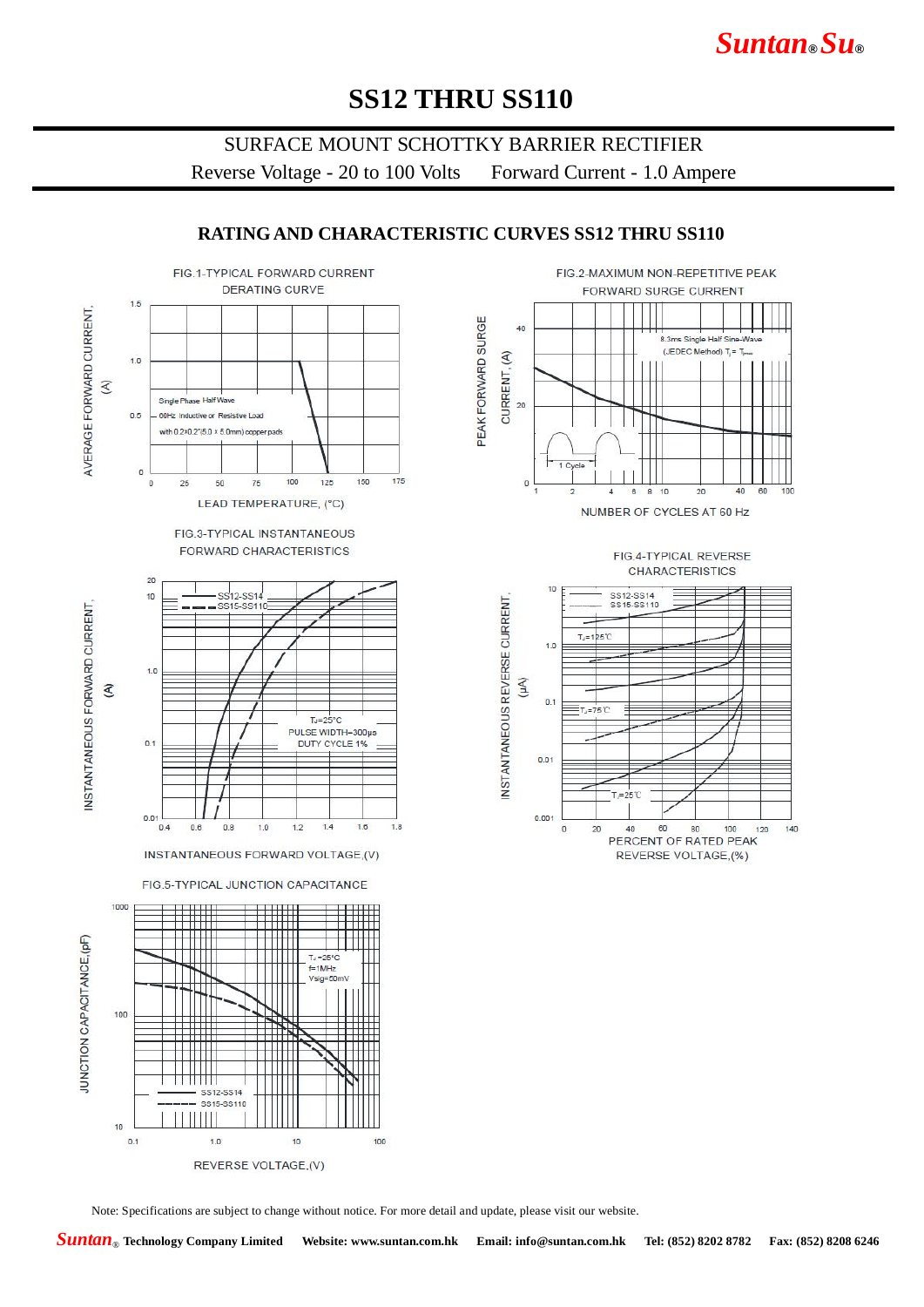# SS12 THRU SS110

SURFACE MOUNT SCHOTTKY BARRIER RECTIFIER

Reverse Voltage - 20 to 100 Volts     Forward Current - 1.0 Ampere

## RATING AND CHARACTERISTIC CURVES SS12 THRU SS110

FIG.1-TYPICAL FORWARD CURRENT DERATING CURVE

AVERAGE FORWARD CURRENT, (A)

1.5
1.0
0.5
0

Single Phase Half Wave
60Hz Inductive or Resistive Load
with 0.2x0.2"(5.0 x 5.0mm) copper pads

0 25 50 75 100 125 150 175

LEAD TEMPERATURE, (°C)

FIG.2-MAXIMUM NON-REPETITIVE PEAK FORWARD SURGE CURRENT

PEAK FORWARD SURGE CURRENT, (A)

40
20
0

8.3ms Single Half Sine-Wave
(JEDEC Method) $T_J = T_{jmax}$

1 Cycle

1 2 4 6 8 10 20 40 60 100

NUMBER OF CYCLES AT 60 Hz

FIG.3-TYPICAL INSTANTANEOUS FORWARD CHARACTERISTICS

INSTANTANEOUS FORWARD CURRENT, (A)

20
10
1.0
0.1
0.01

SS12-SS14
SS15-SS110

$T_J$=25°C
PULSE WIDTH=300μs
DUTY CYCLE 1%

0.4 0.6 0.8 1.0 1.2 1.4 1.6 1.8

INSTANTANEOUS FORWARD VOLTAGE,(V)

FIG.4-TYPICAL REVERSE CHARACTERISTICS

INSTANTANEOUS REVERSE CURRENT, (μA)

10
1.0
0.1
0.01
0.001

SS12-SS14
SS15-SS110

$T_J$=125℃
$T_J$=75℃
$T_J$=25℃

0 20 40 60 80 100 120 140

PERCENT OF RATED PEAK REVERSE VOLTAGE,(%)

FIG.5-TYPICAL JUNCTION CAPACITANCE

JUNCTION CAPACITANCE,(pF)

1000
100
10

$T_J$ =25°C
f=1MHz
Vsig=50mV

SS12-SS14
SS15-SS110

0.1 1.0 10 100

REVERSE VOLTAGE,(V)

Note: Specifications are subject to change without notice. For more detail and update, please visit our website.

**Suntan® Technology Company Limited     Website: www.suntan.com.hk     Email: info@suntan.com.hk     Tel: (852) 8202 8782     Fax: (852) 8208 6246**